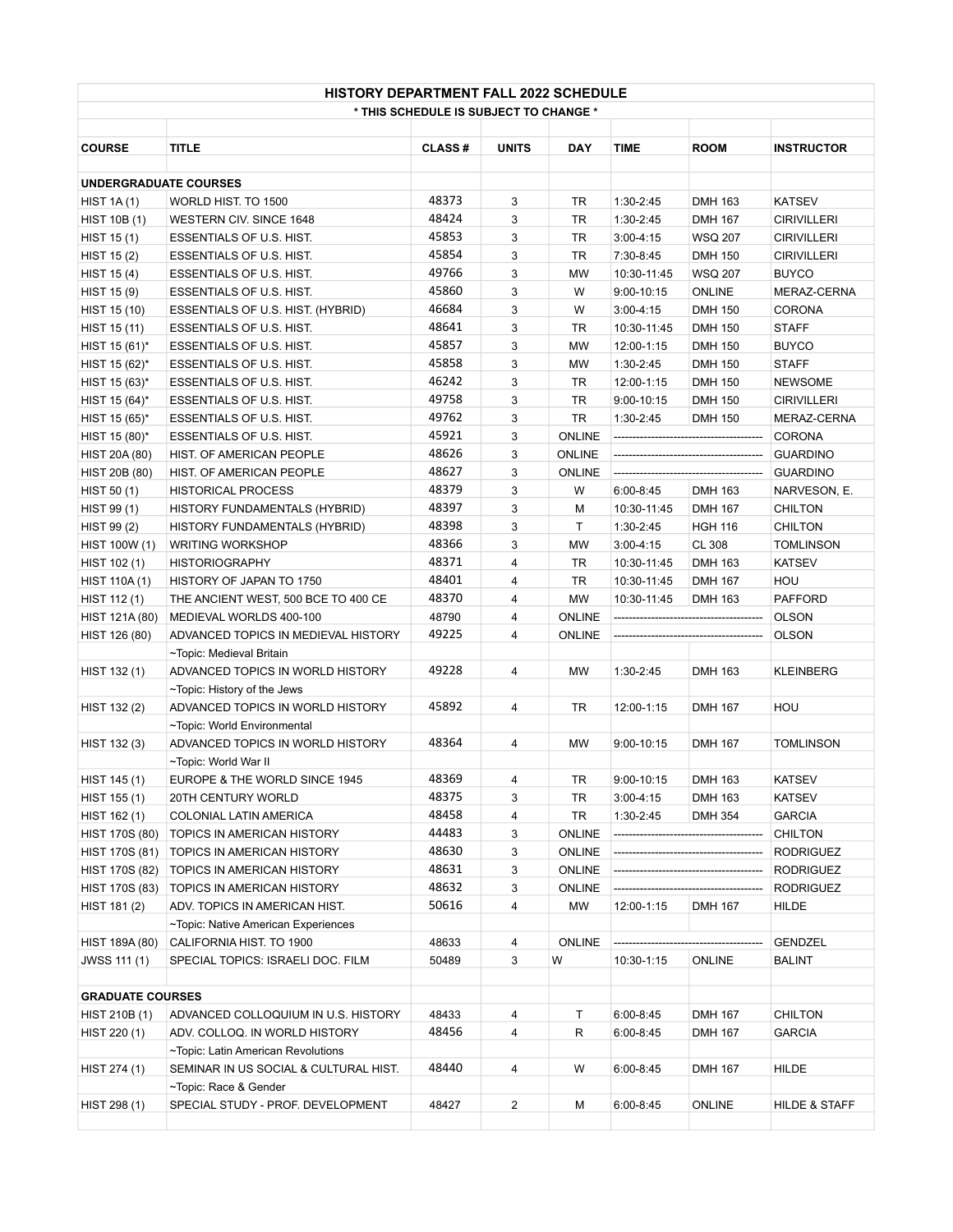# HISTORY DEPARTMENT FALL 2022 SCHEDULE

**\* THIS SCHEDULE IS SUBJECT TO CHANGE \***

| COURSE | TITLE | CLASS # | UNITS | DAY | TIME | ROOM | INSTRUCTOR |
|---|---|---|---|---|---|---|---|
| **UNDERGRADUATE COURSES** | | | | | | | |
| HIST 1A (1) | WORLD HIST. TO 1500 | 48373 | 3 | TR | 1:30-2:45 | DMH 163 | KATSEV |
| HIST 10B (1) | WESTERN CIV. SINCE 1648 | 48424 | 3 | TR | 1:30-2:45 | DMH 167 | CIRIVILLERI |
| HIST 15 (1) | ESSENTIALS OF U.S. HIST. | 45853 | 3 | TR | 3:00-4:15 | WSQ 207 | CIRIVILLERI |
| HIST 15 (2) | ESSENTIALS OF U.S. HIST. | 45854 | 3 | TR | 7:30-8:45 | DMH 150 | CIRIVILLERI |
| HIST 15 (4) | ESSENTIALS OF U.S. HIST. | 49766 | 3 | MW | 10:30-11:45 | WSQ 207 | BUYCO |
| HIST 15 (9) | ESSENTIALS OF U.S. HIST. | 45860 | 3 | W | 9:00-10:15 | ONLINE | MERAZ-CERNA |
| HIST 15 (10) | ESSENTIALS OF U.S. HIST. (HYBRID) | 46684 | 3 | W | 3:00-4:15 | DMH 150 | CORONA |
| HIST 15 (11) | ESSENTIALS OF U.S. HIST. | 48641 | 3 | TR | 10:30-11:45 | DMH 150 | STAFF |
| HIST 15 (61)* | ESSENTIALS OF U.S. HIST. | 45857 | 3 | MW | 12:00-1:15 | DMH 150 | BUYCO |
| HIST 15 (62)* | ESSENTIALS OF U.S. HIST. | 45858 | 3 | MW | 1:30-2:45 | DMH 150 | STAFF |
| HIST 15 (63)* | ESSENTIALS OF U.S. HIST. | 46242 | 3 | TR | 12:00-1:15 | DMH 150 | NEWSOME |
| HIST 15 (64)* | ESSENTIALS OF U.S. HIST. | 49758 | 3 | TR | 9:00-10:15 | DMH 150 | CIRIVILLERI |
| HIST 15 (65)* | ESSENTIALS OF U.S. HIST. | 49762 | 3 | TR | 1:30-2:45 | DMH 150 | MERAZ-CERNA |
| HIST 15 (80)* | ESSENTIALS OF U.S. HIST. | 45921 | 3 | ONLINE | ---------------------------------------- | | CORONA |
| HIST 20A (80) | HIST. OF AMERICAN PEOPLE | 48626 | 3 | ONLINE | ---------------------------------------- | | GUARDINO |
| HIST 20B (80) | HIST. OF AMERICAN PEOPLE | 48627 | 3 | ONLINE | ---------------------------------------- | | GUARDINO |
| HIST 50 (1) | HISTORICAL PROCESS | 48379 | 3 | W | 6:00-8:45 | DMH 163 | NARVESON, E. |
| HIST 99 (1) | HISTORY FUNDAMENTALS (HYBRID) | 48397 | 3 | M | 10:30-11:45 | DMH 167 | CHILTON |
| HIST 99 (2) | HISTORY FUNDAMENTALS (HYBRID) | 48398 | 3 | T | 1:30-2:45 | HGH 116 | CHILTON |
| HIST 100W (1) | WRITING WORKSHOP | 48366 | 3 | MW | 3:00-4:15 | CL 308 | TOMLINSON |
| HIST 102 (1) | HISTORIOGRAPHY | 48371 | 4 | TR | 10:30-11:45 | DMH 163 | KATSEV |
| HIST 110A (1) | HISTORY OF JAPAN TO 1750 | 48401 | 4 | TR | 10:30-11:45 | DMH 167 | HOU |
| HIST 112 (1) | THE ANCIENT WEST, 500 BCE TO 400 CE | 48370 | 4 | MW | 10:30-11:45 | DMH 163 | PAFFORD |
| HIST 121A (80) | MEDIEVAL WORLDS 400-100 | 48790 | 4 | ONLINE | ---------------------------------------- | | OLSON |
| HIST 126 (80) | ADVANCED TOPICS IN MEDIEVAL HISTORY | 49225 | 4 | ONLINE | ---------------------------------------- | | OLSON |
| | ~Topic: Medieval Britain | | | | | | |
| HIST 132 (1) | ADVANCED TOPICS IN WORLD HISTORY | 49228 | 4 | MW | 1:30-2:45 | DMH 163 | KLEINBERG |
| | ~Topic: History of the Jews | | | | | | |
| HIST 132 (2) | ADVANCED TOPICS IN WORLD HISTORY | 45892 | 4 | TR | 12:00-1:15 | DMH 167 | HOU |
| | ~Topic: World Environmental | | | | | | |
| HIST 132 (3) | ADVANCED TOPICS IN WORLD HISTORY | 48364 | 4 | MW | 9:00-10:15 | DMH 167 | TOMLINSON |
| | ~Topic: World War II | | | | | | |
| HIST 145 (1) | EUROPE & THE WORLD SINCE 1945 | 48369 | 4 | TR | 9:00-10:15 | DMH 163 | KATSEV |
| HIST 155 (1) | 20TH CENTURY WORLD | 48375 | 3 | TR | 3:00-4:15 | DMH 163 | KATSEV |
| HIST 162 (1) | COLONIAL LATIN AMERICA | 48458 | 4 | TR | 1:30-2:45 | DMH 354 | GARCIA |
| HIST 170S (80) | TOPICS IN AMERICAN HISTORY | 44483 | 3 | ONLINE | ---------------------------------------- | | CHILTON |
| HIST 170S (81) | TOPICS IN AMERICAN HISTORY | 48630 | 3 | ONLINE | ---------------------------------------- | | RODRIGUEZ |
| HIST 170S (82) | TOPICS IN AMERICAN HISTORY | 48631 | 3 | ONLINE | ---------------------------------------- | | RODRIGUEZ |
| HIST 170S (83) | TOPICS IN AMERICAN HISTORY | 48632 | 3 | ONLINE | ---------------------------------------- | | RODRIGUEZ |
| HIST 181 (2) | ADV. TOPICS IN AMERICAN HIST. | 50616 | 4 | MW | 12:00-1:15 | DMH 167 | HILDE |
| | ~Topic: Native American Experiences | | | | | | |
| HIST 189A (80) | CALIFORNIA HIST. TO 1900 | 48633 | 4 | ONLINE | ---------------------------------------- | | GENDZEL |
| JWSS 111 (1) | SPECIAL TOPICS: ISRAELI DOC. FILM | 50489 | 3 | W | 10:30-1:15 | ONLINE | BALINT |
| | | | | | | | |
| **GRADUATE COURSES** | | | | | | | |
| HIST 210B (1) | ADVANCED COLLOQUIUM IN U.S. HISTORY | 48433 | 4 | T | 6:00-8:45 | DMH 167 | CHILTON |
| HIST 220 (1) | ADV. COLLOQ. IN WORLD HISTORY | 48456 | 4 | R | 6:00-8:45 | DMH 167 | GARCIA |
| | ~Topic: Latin American Revolutions | | | | | | |
| HIST 274 (1) | SEMINAR IN US SOCIAL & CULTURAL HIST. | 48440 | 4 | W | 6:00-8:45 | DMH 167 | HILDE |
| | ~Topic: Race & Gender | | | | | | |
| HIST 298 (1) | SPECIAL STUDY - PROF. DEVELOPMENT | 48427 | 2 | M | 6:00-8:45 | ONLINE | HILDE & STAFF |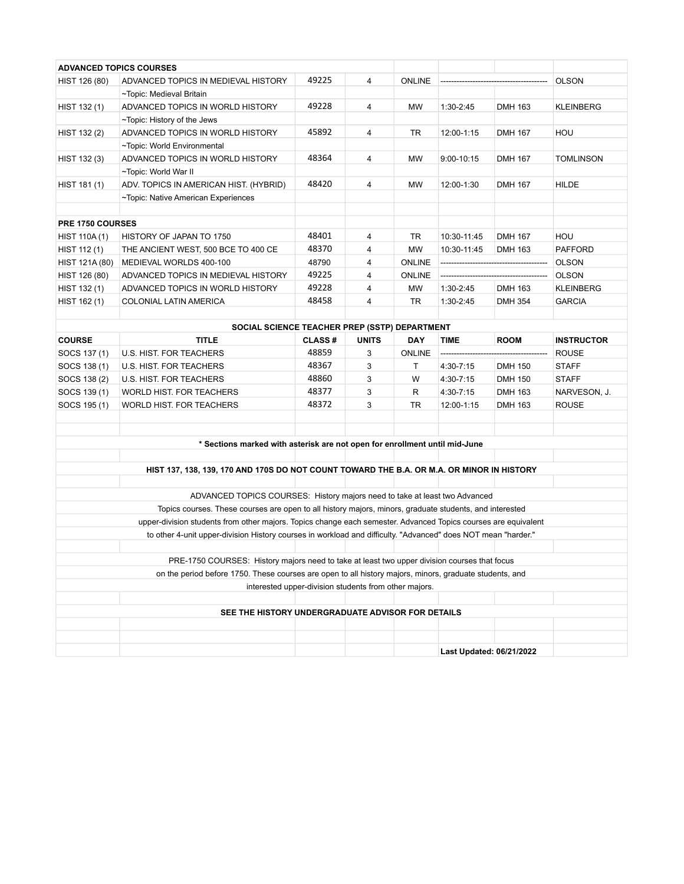| | | | | | | | |
|---|---|---|---|---|---|---|---|
| **ADVANCED TOPICS COURSES** | | | | | | | |
| HIST 126 (80) | ADVANCED TOPICS IN MEDIEVAL HISTORY | 49225 | 4 | ONLINE | ---------------------------------------- | | OLSON |
| | ~Topic: Medieval Britain | | | | | | |
| HIST 132 (1) | ADVANCED TOPICS IN WORLD HISTORY | 49228 | 4 | MW | 1:30-2:45 | DMH 163 | KLEINBERG |
| | ~Topic: History of the Jews | | | | | | |
| HIST 132 (2) | ADVANCED TOPICS IN WORLD HISTORY | 45892 | 4 | TR | 12:00-1:15 | DMH 167 | HOU |
| | ~Topic: World Environmental | | | | | | |
| HIST 132 (3) | ADVANCED TOPICS IN WORLD HISTORY | 48364 | 4 | MW | 9:00-10:15 | DMH 167 | TOMLINSON |
| | ~Topic: World War II | | | | | | |
| HIST 181 (1) | ADV. TOPICS IN AMERICAN HIST. (HYBRID) | 48420 | 4 | MW | 12:00-1:30 | DMH 167 | HILDE |
| | ~Topic: Native American Experiences | | | | | | |
| | | | | | | | |
| **PRE 1750 COURSES** | | | | | | | |
| HIST 110A (1) | HISTORY OF JAPAN TO 1750 | 48401 | 4 | TR | 10:30-11:45 | DMH 167 | HOU |
| HIST 112 (1) | THE ANCIENT WEST, 500 BCE TO 400 CE | 48370 | 4 | MW | 10:30-11:45 | DMH 163 | PAFFORD |
| HIST 121A (80) | MEDIEVAL WORLDS 400-100 | 48790 | 4 | ONLINE | ---------------------------------------- | | OLSON |
| HIST 126 (80) | ADVANCED TOPICS IN MEDIEVAL HISTORY | 49225 | 4 | ONLINE | ---------------------------------------- | | OLSON |
| HIST 132 (1) | ADVANCED TOPICS IN WORLD HISTORY | 49228 | 4 | MW | 1:30-2:45 | DMH 163 | KLEINBERG |
| HIST 162 (1) | COLONIAL LATIN AMERICA | 48458 | 4 | TR | 1:30-2:45 | DMH 354 | GARCIA |

**SOCIAL SCIENCE TEACHER PREP (SSTP) DEPARTMENT**

| COURSE | TITLE | CLASS # | UNITS | DAY | TIME | ROOM | INSTRUCTOR |
|---|---|---|---|---|---|---|---|
| SOCS 137 (1) | U.S. HIST. FOR TEACHERS | 48859 | 3 | ONLINE | ---------------------------------------- | | ROUSE |
| SOCS 138 (1) | U.S. HIST. FOR TEACHERS | 48367 | 3 | T | 4:30-7:15 | DMH 150 | STAFF |
| SOCS 138 (2) | U.S. HIST. FOR TEACHERS | 48860 | 3 | W | 4:30-7:15 | DMH 150 | STAFF |
| SOCS 139 (1) | WORLD HIST. FOR TEACHERS | 48377 | 3 | R | 4:30-7:15 | DMH 163 | NARVESON, J. |
| SOCS 195 (1) | WORLD HIST. FOR TEACHERS | 48372 | 3 | TR | 12:00-1:15 | DMH 163 | ROUSE |

**\* Sections marked with asterisk are not open for enrollment until mid-June**

**HIST 137, 138, 139, 170 AND 170S DO NOT COUNT TOWARD THE B.A. OR M.A. OR MINOR IN HISTORY**

ADVANCED TOPICS COURSES: History majors need to take at least two Advanced Topics courses. These courses are open to all history majors, minors, graduate students, and interested upper-division students from other majors. Topics change each semester. Advanced Topics courses are equivalent to other 4-unit upper-division History courses in workload and difficulty. "Advanced" does NOT mean "harder."

PRE-1750 COURSES: History majors need to take at least two upper division courses that focus on the period before 1750. These courses are open to all history majors, minors, graduate students, and interested upper-division students from other majors.

**SEE THE HISTORY UNDERGRADUATE ADVISOR FOR DETAILS**

**Last Updated: 06/21/2022**